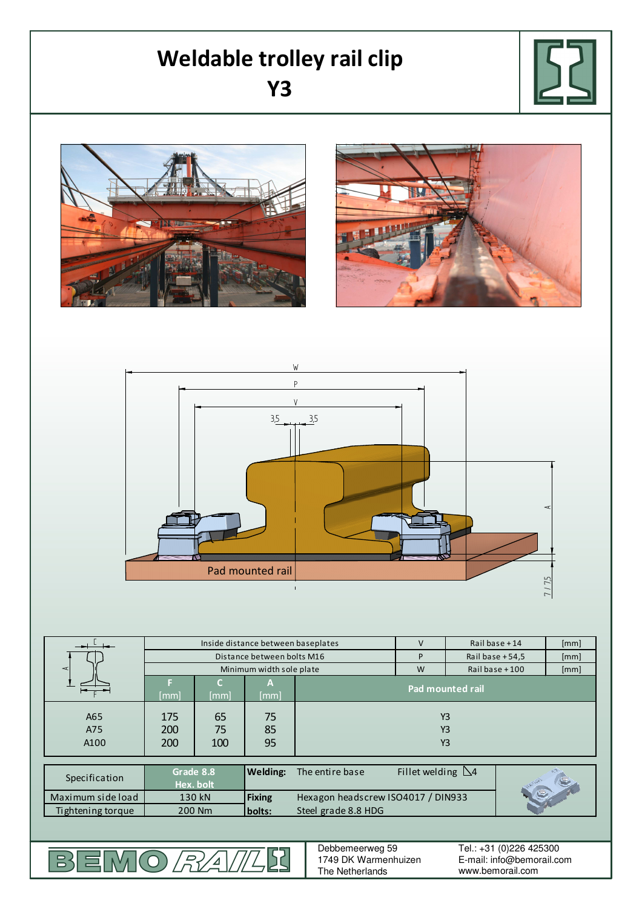# Weldable trolley rail clip
# Y3

| | Inside distance between baseplates | V | Rail base + 14 | [mm] |
|---|---|---|---|---|
| | Distance between bolts M16 | P | Rail base + 54,5 | [mm] |
| | Minimum width sole plate | W | Rail base + 100 | [mm] |

| | F [mm] | C [mm] | A [mm] | Pad mounted rail |
|---|---|---|---|---|
| A65 | 175 | 65 | 75 | Y3 |
| A75 | 200 | 75 | 85 | Y3 |
| A100 | 200 | 100 | 95 | Y3 |

| Specification | Grade 8.8 Hex. bolt | **Welding:** | The entire base | Fillet welding ◺4 |
|---|---|---|---|---|
| Maximum side load | 130 kN | **Fixing bolts:** | Hexagon headscrew ISO4017 / DIN933 | |
| Tightening torque | 200 Nm | | Steel grade 8.8 HDG | |

BEMO RAIL

Debbemeerweg 59
1749 DK Warmenhuizen
The Netherlands

Tel.: +31 (0)226 425300
E-mail: info@bemorail.com
www.bemorail.com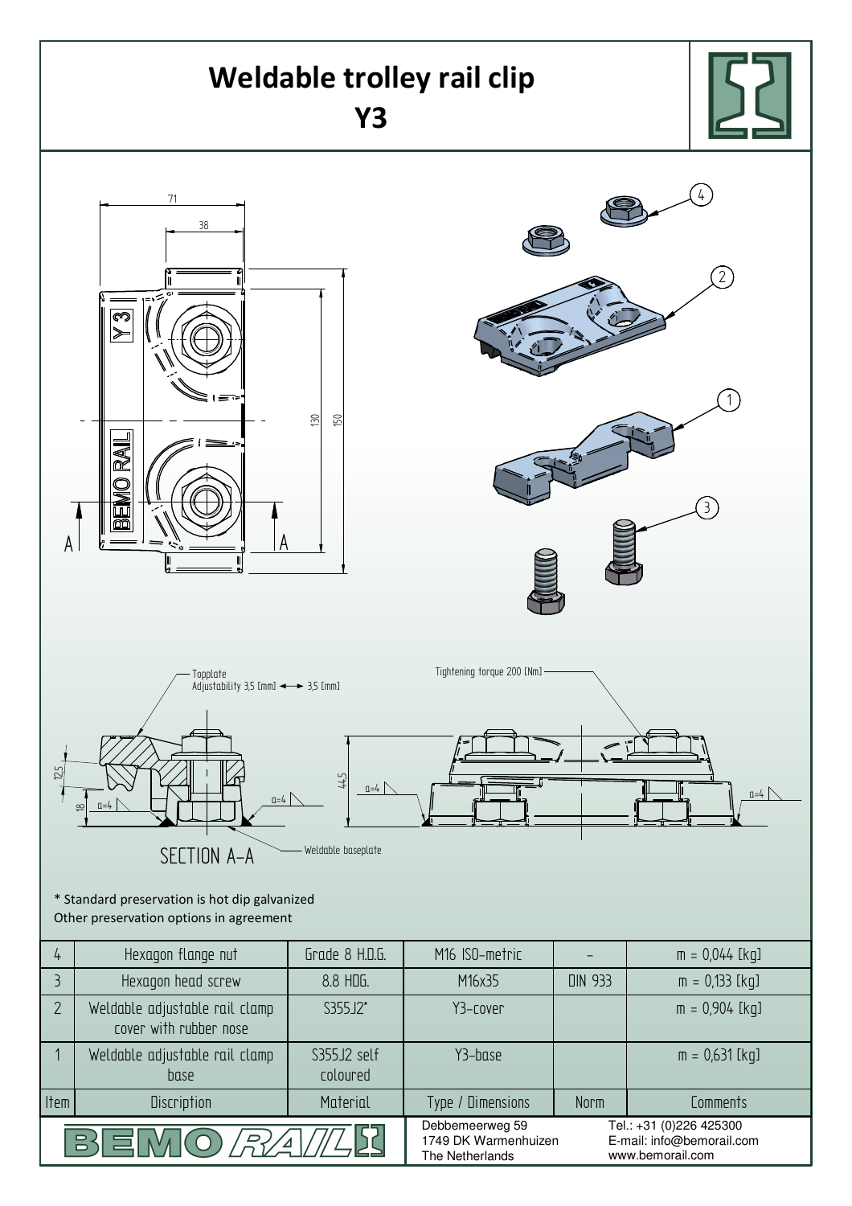# Weldable trolley rail clip
# Y3

71

38

130

150

A

A

Topplate
Adjustability 3,5 [mm] ◄──► 3,5 [mm]

Tightening torque 200 [Nm]

12,5

18

a=4

a=4

44,5

a=4

a=4

SECTION A-A

Weldable baseplate

\* Standard preservation is hot dip galvanized
Other preservation options in agreement

| Item | Discription | Material | Type / Dimensions | Norm | Comments |
|---|---|---|---|---|---|
| 4 | Hexagon flange nut | Grade 8 H.D.G. | M16 ISO-metric | – | m = 0,044 [kg] |
| 3 | Hexagon head screw | 8.8 HDG. | M16x35 | DIN 933 | m = 0,133 [kg] |
| 2 | Weldable adjustable rail clamp cover with rubber nose | S355J2* | Y3-cover | | m = 0,904 [kg] |
| 1 | Weldable adjustable rail clamp base | S355J2 self coloured | Y3-base | | m = 0,631 [kg] |

BEMO RAIL

Debbemeerweg 59
1749 DK Warmenhuizen
The Netherlands

Tel.: +31 (0)226 425300
E-mail: info@bemorail.com
www.bemorail.com